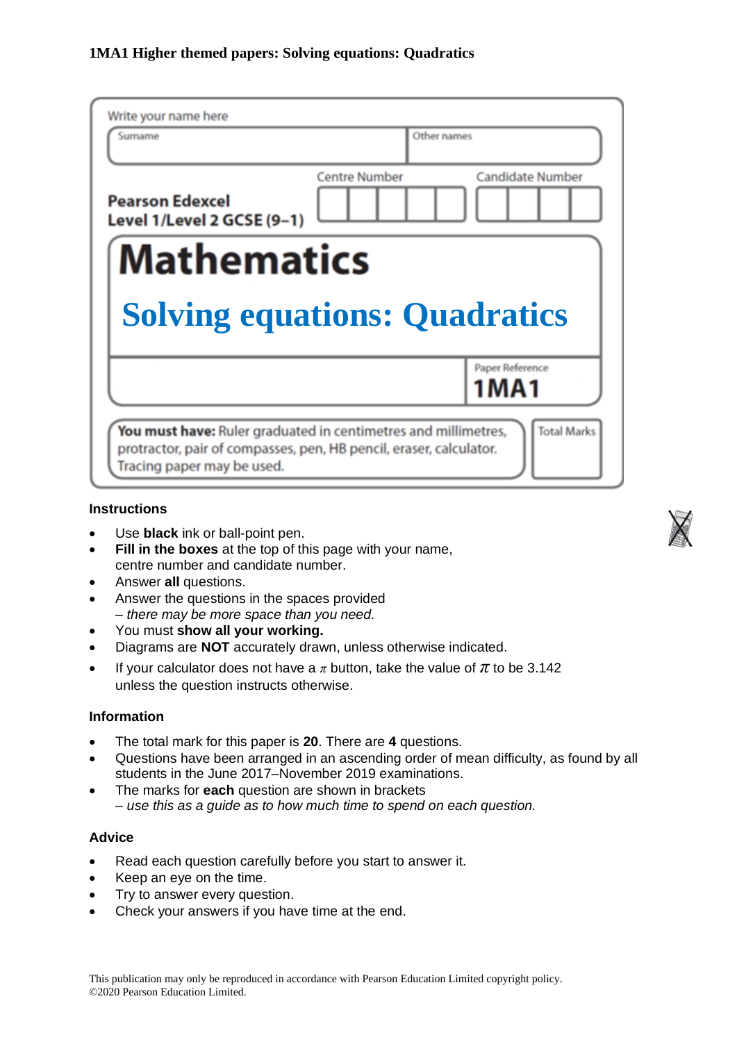# 1MA1 Higher themed papers: Solving equations: Quadratics

Write your name here

| Surname | Other names |
|---|---|
| | |

**Pearson Edexcel**
**Level 1/Level 2 GCSE (9–1)**

Centre Number

Candidate Number

# Mathematics

## Solving equations: Quadratics

Paper Reference
**1MA1**

**You must have:** Ruler graduated in centimetres and millimetres, protractor, pair of compasses, pen, HB pencil, eraser, calculator. Tracing paper may be used.

Total Marks

### Instructions

- Use **black** ink or ball-point pen.
- **Fill in the boxes** at the top of this page with your name, centre number and candidate number.
- Answer **all** questions.
- Answer the questions in the spaces provided
  *– there may be more space than you need.*
- You must **show all your working.**
- Diagrams are **NOT** accurately drawn, unless otherwise indicated.
- If your calculator does not have a $\pi$ button, take the value of $\pi$ to be 3.142 unless the question instructs otherwise.

### Information

- The total mark for this paper is **20**. There are **4** questions.
- Questions have been arranged in an ascending order of mean difficulty, as found by all students in the June 2017–November 2019 examinations.
- The marks for **each** question are shown in brackets
  *– use this as a guide as to how much time to spend on each question.*

### Advice

- Read each question carefully before you start to answer it.
- Keep an eye on the time.
- Try to answer every question.
- Check your answers if you have time at the end.

This publication may only be reproduced in accordance with Pearson Education Limited copyright policy.
©2020 Pearson Education Limited.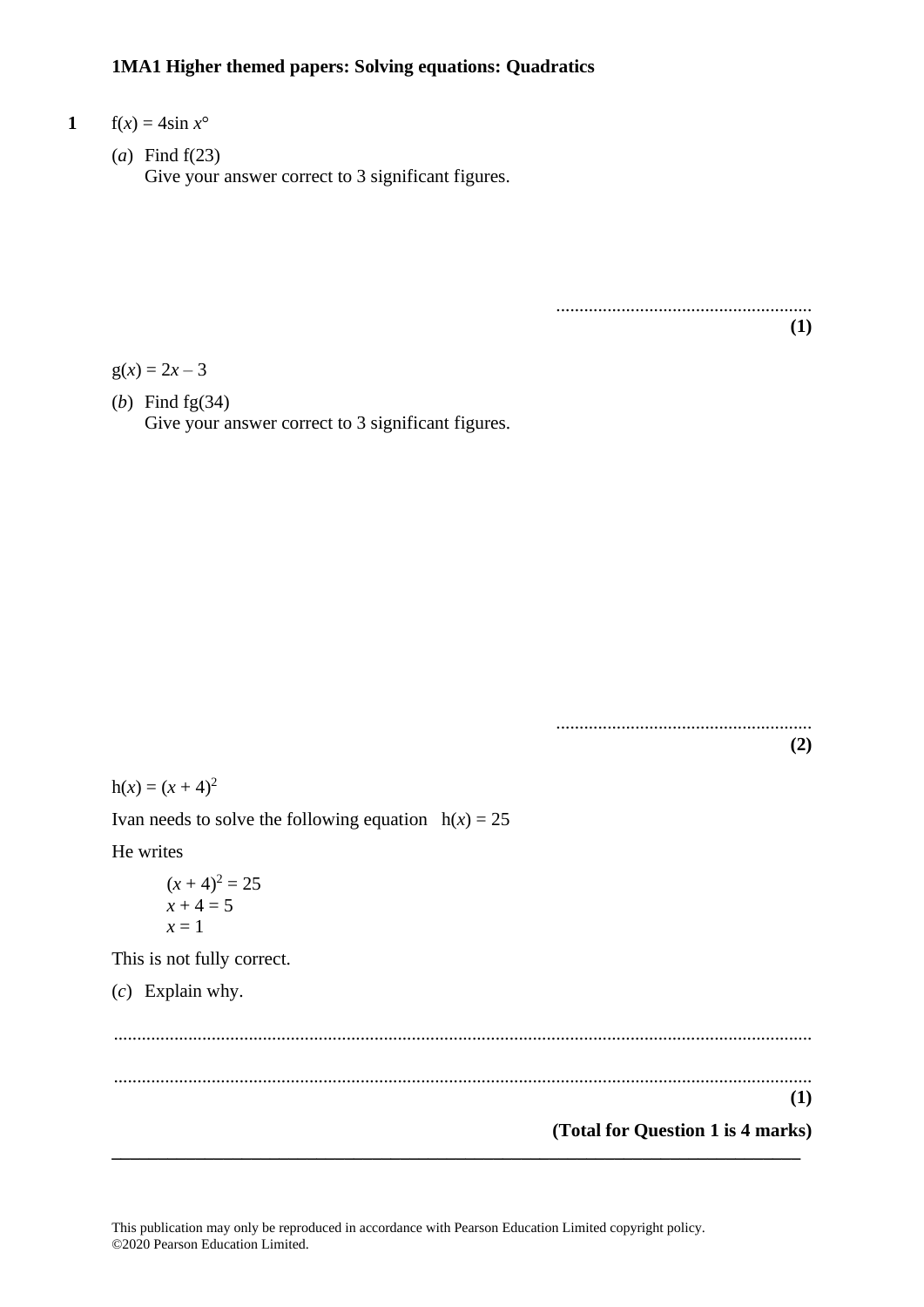# 1MA1 Higher themed papers: Solving equations: Quadratics

**1** $f(x) = 4\sin x°$

(*a*) Find f(23)
Give your answer correct to 3 significant figures.

.......................................................
**(1)**

$g(x) = 2x - 3$

(*b*) Find fg(34)
Give your answer correct to 3 significant figures.

.......................................................
**(2)**

$h(x) = (x + 4)^2$

Ivan needs to solve the following equation $h(x) = 25$

He writes

$(x + 4)^2 = 25$
$x + 4 = 5$
$x = 1$

This is not fully correct.

(*c*) Explain why.

..............................................................................................................................................

..............................................................................................................................................
**(1)**

**(Total for Question 1 is 4 marks)**

---

This publication may only be reproduced in accordance with Pearson Education Limited copyright policy.
©2020 Pearson Education Limited.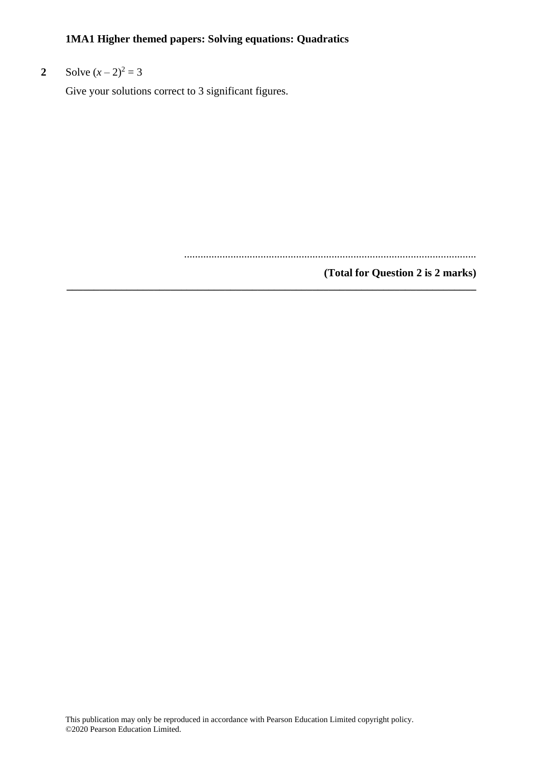**1MA1 Higher themed papers: Solving equations: Quadratics**

**2** Solve $(x - 2)^2 = 3$

Give your solutions correct to 3 significant figures.

..........................................................................................................

**(Total for Question 2 is 2 marks)**

---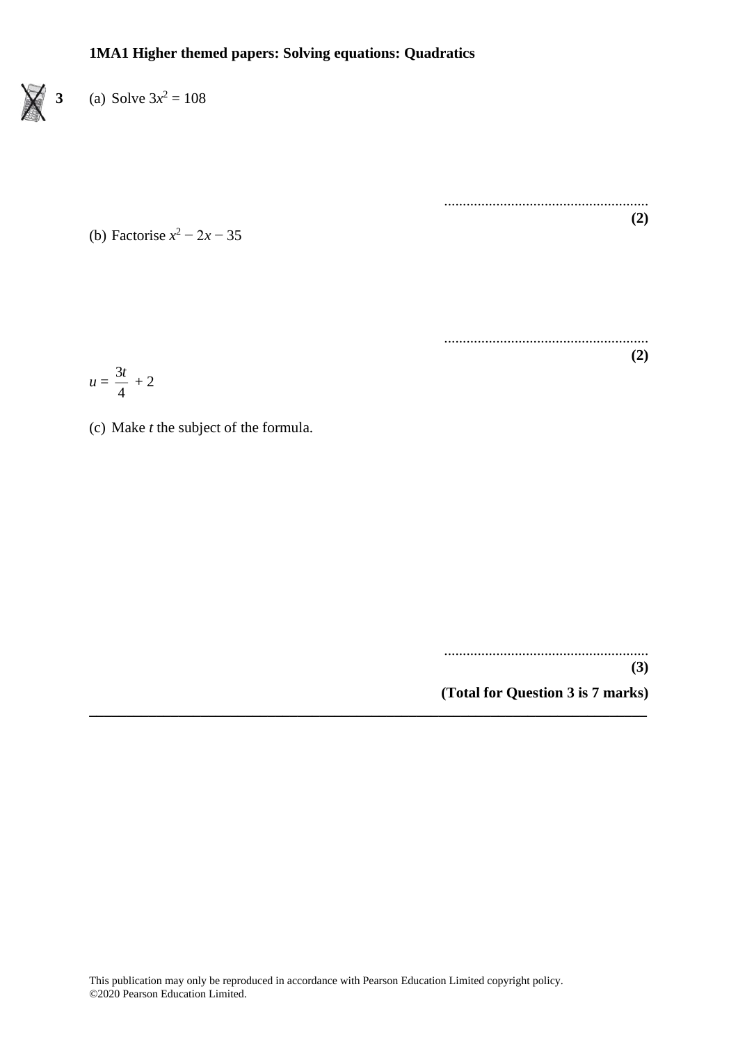**1MA1 Higher themed papers: Solving equations: Quadratics**

**3** (a) Solve $3x^2 = 108$

.......................................................
**(2)**

(b) Factorise $x^2 - 2x - 35$

.......................................................
**(2)**

$$u = \frac{3t}{4} + 2$$

(c) Make $t$ the subject of the formula.

.......................................................
**(3)**

**(Total for Question 3 is 7 marks)**

---

This publication may only be reproduced in accordance with Pearson Education Limited copyright policy.
©2020 Pearson Education Limited.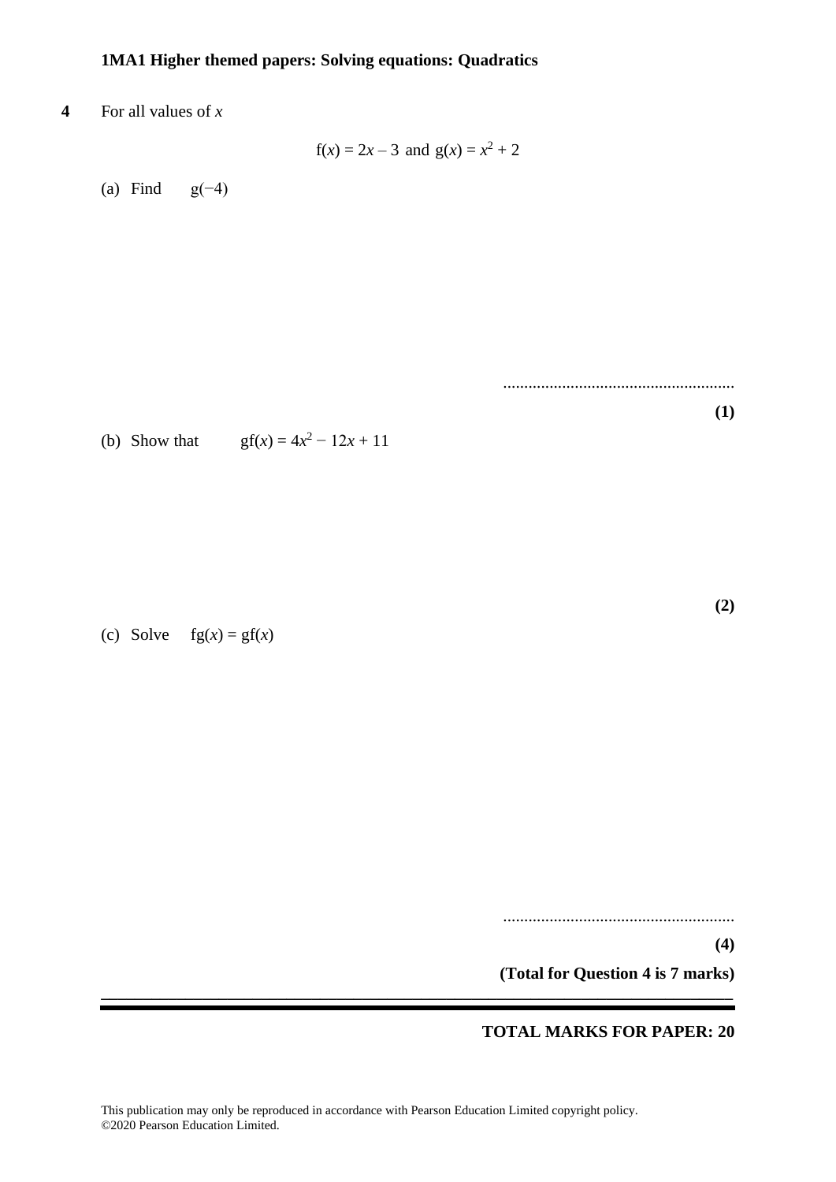**4** For all values of $x$

$$f(x) = 2x - 3 \text{ and } g(x) = x^2 + 2$$

(a) Find $g(-4)$

.......................................................

**(1)**

(b) Show that $gf(x) = 4x^2 - 12x + 11$

**(2)**

(c) Solve $fg(x) = gf(x)$

.......................................................

**(4)**

**(Total for Question 4 is 7 marks)**

---

**TOTAL MARKS FOR PAPER: 20**

This publication may only be reproduced in accordance with Pearson Education Limited copyright policy.
©2020 Pearson Education Limited.